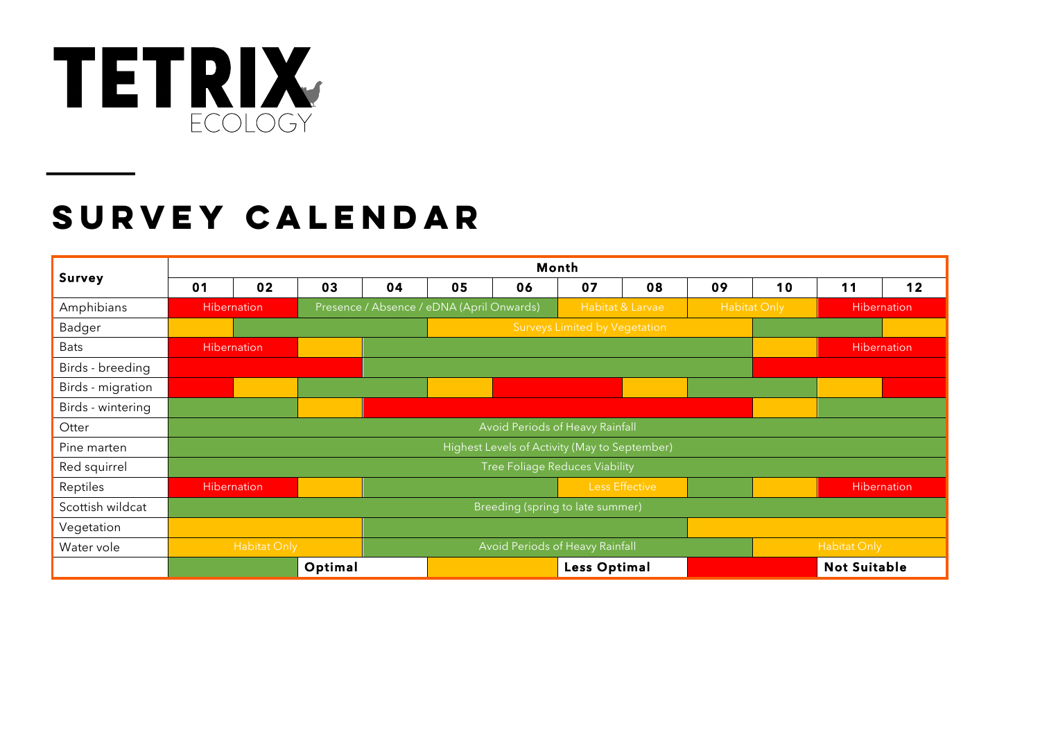# TETRIX ECOLOGY

## SURVEY CALENDAR

| Survey | Month 01 | 02 | 03 | 04 | 05 | 06 | 07 | 08 | 09 | 10 | 11 | 12 |
|---|---|---|---|---|---|---|---|---|---|---|---|---|
| Amphibians | Not Suitable: Hibernation | Not Suitable: Hibernation | Optimal: Presence / Absence / eDNA (April Onwards) | Optimal: Presence / Absence / eDNA (April Onwards) | Optimal: Presence / Absence / eDNA (April Onwards) | Optimal: Presence / Absence / eDNA (April Onwards) | Less Optimal: Habitat & Larvae | Less Optimal: Habitat & Larvae | Less Optimal: Habitat Only | Less Optimal: Habitat Only | Not Suitable: Hibernation | Not Suitable: Hibernation |
| Badger | Less Optimal | Optimal | Optimal | Optimal | Less Optimal: Surveys Limited by Vegetation | Less Optimal: Surveys Limited by Vegetation | Less Optimal: Surveys Limited by Vegetation | Less Optimal: Surveys Limited by Vegetation | Less Optimal: Surveys Limited by Vegetation | Optimal | Optimal | Less Optimal |
| Bats | Not Suitable: Hibernation | Not Suitable: Hibernation | Less Optimal | Optimal | Optimal | Optimal | Optimal | Optimal | Optimal | Less Optimal | Not Suitable: Hibernation | Not Suitable: Hibernation |
| Birds - breeding | Not Suitable | Not Suitable | Not Suitable | Optimal | Optimal | Optimal | Optimal | Optimal | Optimal | Not Suitable | Not Suitable | Not Suitable |
| Birds - migration | Not Suitable | Less Optimal | Optimal | Optimal | Less Optimal | Not Suitable | Not Suitable | Less Optimal | Optimal | Optimal | Less Optimal | Not Suitable |
| Birds - wintering | Optimal | Optimal | Less Optimal | Not Suitable | Not Suitable | Not Suitable | Not Suitable | Not Suitable | Not Suitable | Less Optimal | Optimal | Optimal |
| Otter | Optimal: Avoid Periods of Heavy Rainfall | Optimal | Optimal | Optimal | Optimal | Optimal | Optimal | Optimal | Optimal | Optimal | Optimal | Optimal |
| Pine marten | Optimal: Highest Levels of Activity (May to September) | Optimal | Optimal | Optimal | Optimal | Optimal | Optimal | Optimal | Optimal | Optimal | Optimal | Optimal |
| Red squirrel | Optimal: Tree Foliage Reduces Viability | Optimal | Optimal | Optimal | Optimal | Optimal | Optimal | Optimal | Optimal | Optimal | Optimal | Optimal |
| Reptiles | Not Suitable: Hibernation | Not Suitable: Hibernation | Less Optimal | Optimal | Optimal | Optimal | Less Optimal: Less Effective | Less Optimal: Less Effective | Optimal | Less Optimal | Not Suitable: Hibernation | Not Suitable: Hibernation |
| Scottish wildcat | Optimal: Breeding (spring to late summer) | Optimal | Optimal | Optimal | Optimal | Optimal | Optimal | Optimal | Optimal | Optimal | Optimal | Optimal |
| Vegetation | Less Optimal | Less Optimal | Less Optimal | Optimal | Optimal | Optimal | Optimal | Optimal | Less Optimal | Less Optimal | Less Optimal | Less Optimal |
| Water vole | Less Optimal: Habitat Only | Less Optimal: Habitat Only | Less Optimal: Habitat Only | Optimal: Avoid Periods of Heavy Rainfall | Optimal: Avoid Periods of Heavy Rainfall | Optimal: Avoid Periods of Heavy Rainfall | Optimal: Avoid Periods of Heavy Rainfall | Optimal: Avoid Periods of Heavy Rainfall | Optimal: Avoid Periods of Heavy Rainfall | Less Optimal: Habitat Only | Less Optimal: Habitat Only | Less Optimal: Habitat Only |

Key: **Optimal** (green) | **Less Optimal** (amber) | **Not Suitable** (red)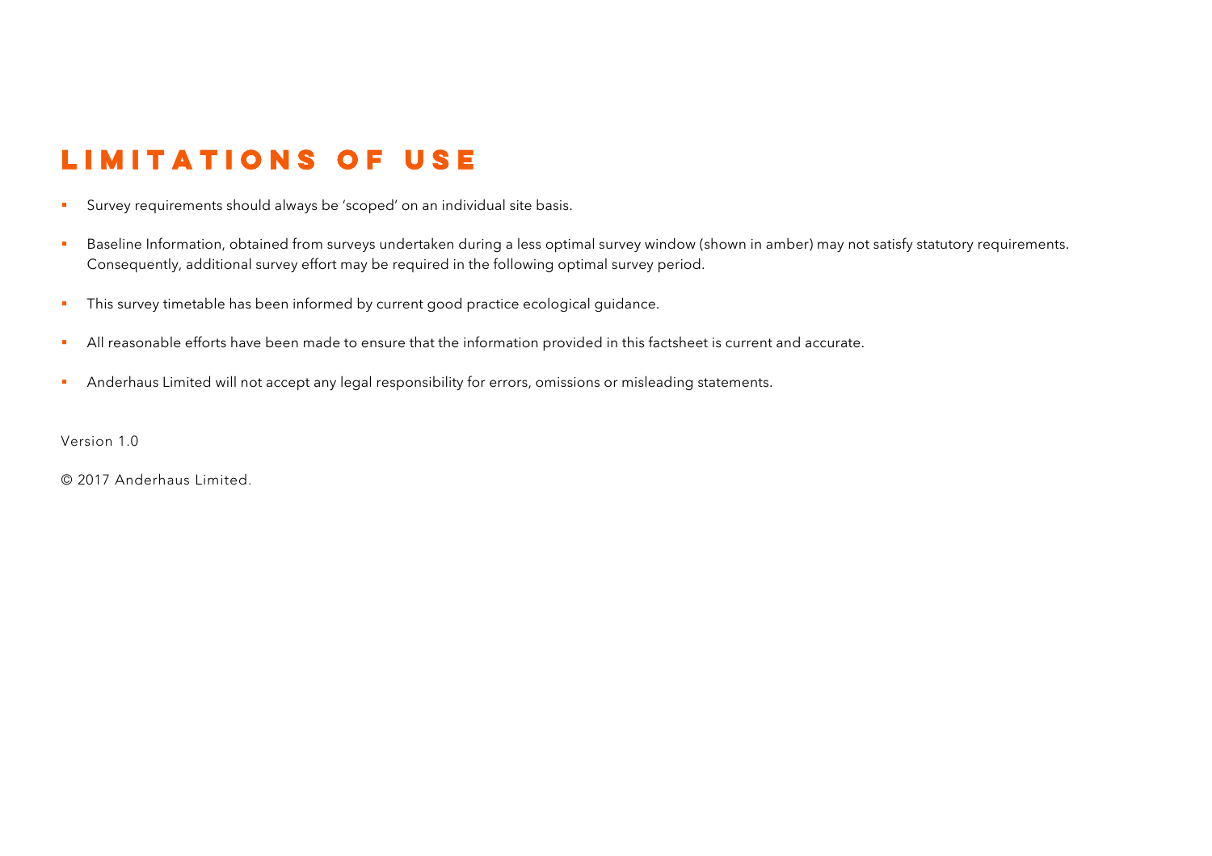# LIMITATIONS OF USE

- Survey requirements should always be 'scoped' on an individual site basis.
- Baseline Information, obtained from surveys undertaken during a less optimal survey window (shown in amber) may not satisfy statutory requirements. Consequently, additional survey effort may be required in the following optimal survey period.
- This survey timetable has been informed by current good practice ecological guidance.
- All reasonable efforts have been made to ensure that the information provided in this factsheet is current and accurate.
- Anderhaus Limited will not accept any legal responsibility for errors, omissions or misleading statements.

Version 1.0

© 2017 Anderhaus Limited.